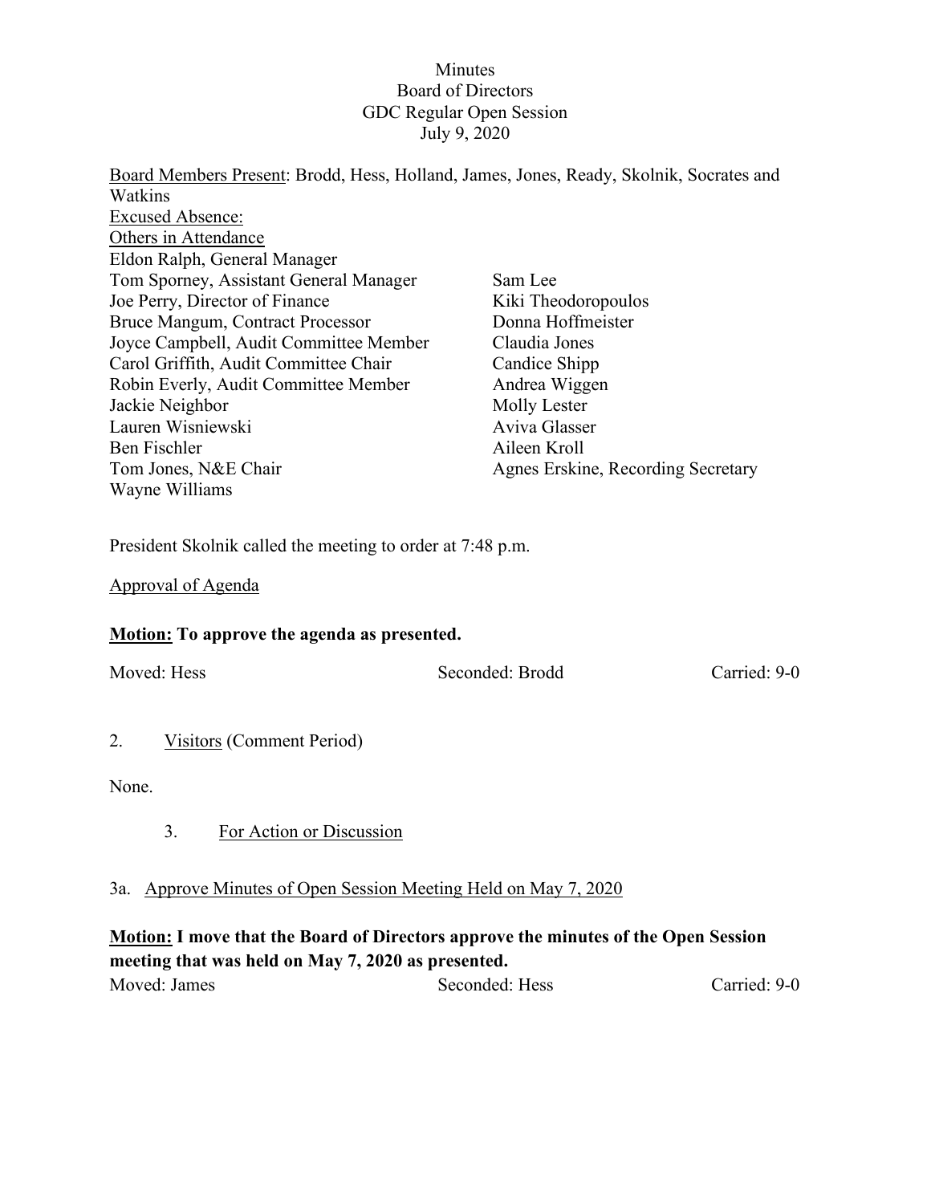Minutes
Board of Directors
GDC Regular Open Session
July 9, 2020

Board Members Present: Brodd, Hess, Holland, James, Jones, Ready, Skolnik, Socrates and Watkins

Excused Absence:

Others in Attendance

Eldon Ralph, General Manager
Tom Sporney, Assistant General Manager
Joe Perry, Director of Finance
Bruce Mangum, Contract Processor
Joyce Campbell, Audit Committee Member
Carol Griffith, Audit Committee Chair
Robin Everly, Audit Committee Member
Jackie Neighbor
Lauren Wisniewski
Ben Fischler
Tom Jones, N&E Chair
Wayne Williams
Sam Lee
Kiki Theodoropoulos
Donna Hoffmeister
Claudia Jones
Candice Shipp
Andrea Wiggen
Molly Lester
Aviva Glasser
Aileen Kroll
Agnes Erskine, Recording Secretary

President Skolnik called the meeting to order at 7:48 p.m.

Approval of Agenda

**Motion: To approve the agenda as presented.**

Moved: Hess Seconded: Brodd Carried: 9-0

2. Visitors (Comment Period)

None.

3. For Action or Discussion

3a. Approve Minutes of Open Session Meeting Held on May 7, 2020

**Motion: I move that the Board of Directors approve the minutes of the Open Session meeting that was held on May 7, 2020 as presented.**

Moved: James Seconded: Hess Carried: 9-0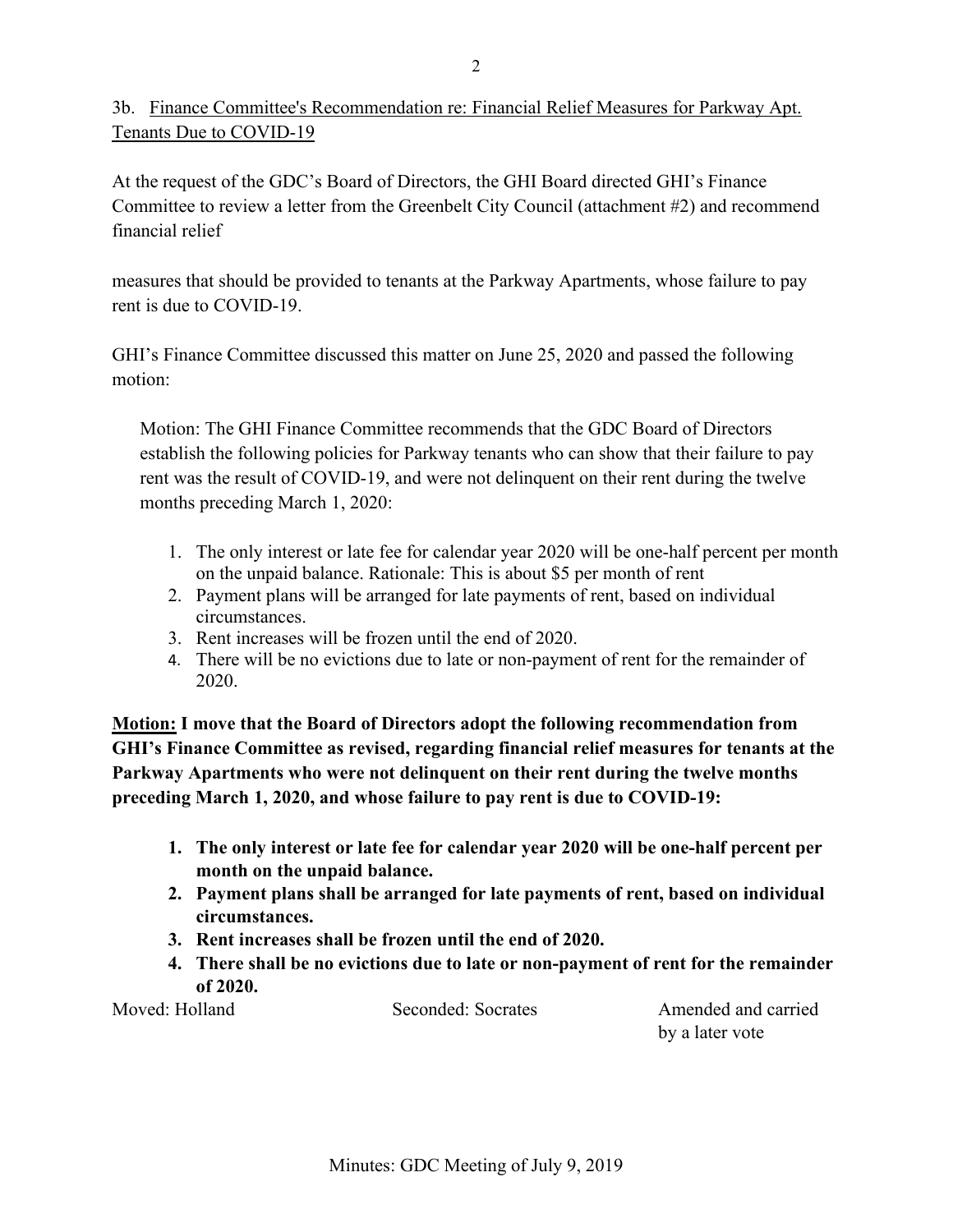3b. Finance Committee's Recommendation re: Financial Relief Measures for Parkway Apt. Tenants Due to COVID-19

At the request of the GDC's Board of Directors, the GHI Board directed GHI's Finance Committee to review a letter from the Greenbelt City Council (attachment #2) and recommend financial relief

measures that should be provided to tenants at the Parkway Apartments, whose failure to pay rent is due to COVID-19.

GHI's Finance Committee discussed this matter on June 25, 2020 and passed the following motion:

> Motion: The GHI Finance Committee recommends that the GDC Board of Directors establish the following policies for Parkway tenants who can show that their failure to pay rent was the result of COVID-19, and were not delinquent on their rent during the twelve months preceding March 1, 2020:
>
> 1. The only interest or late fee for calendar year 2020 will be one-half percent per month on the unpaid balance. Rationale: This is about $5 per month of rent
> 2. Payment plans will be arranged for late payments of rent, based on individual circumstances.
> 3. Rent increases will be frozen until the end of 2020.
> 4. There will be no evictions due to late or non-payment of rent for the remainder of 2020.

**Motion: I move that the Board of Directors adopt the following recommendation from GHI's Finance Committee as revised, regarding financial relief measures for tenants at the Parkway Apartments who were not delinquent on their rent during the twelve months preceding March 1, 2020, and whose failure to pay rent is due to COVID-19:**

1. **The only interest or late fee for calendar year 2020 will be one-half percent per month on the unpaid balance.**
2. **Payment plans shall be arranged for late payments of rent, based on individual circumstances.**
3. **Rent increases shall be frozen until the end of 2020.**
4. **There shall be no evictions due to late or non-payment of rent for the remainder of 2020.**

Moved: Holland    Seconded: Socrates    Amended and carried by a later vote

Minutes: GDC Meeting of July 9, 2019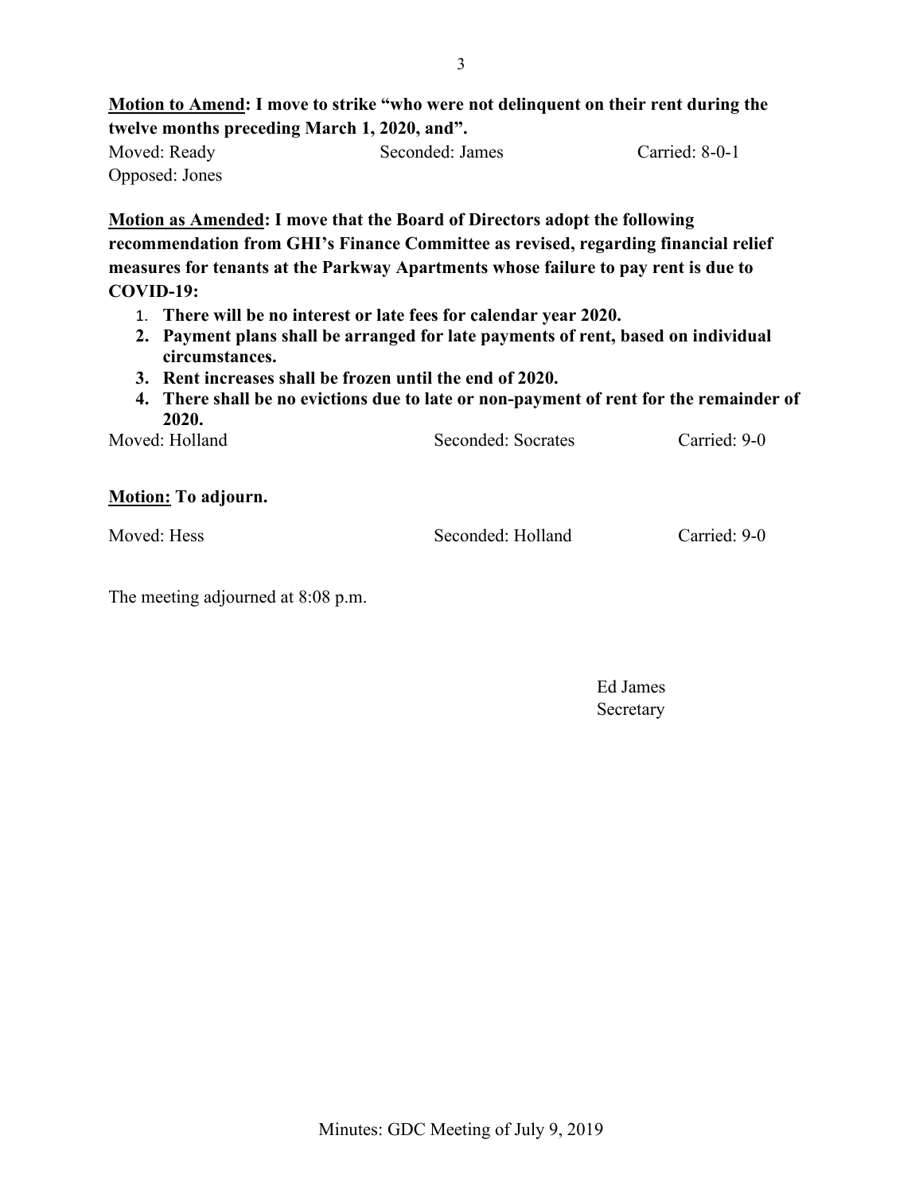**<u>Motion to Amend</u>: I move to strike "who were not delinquent on their rent during the twelve months preceding March 1, 2020, and".**

Moved: Ready Seconded: James Carried: 8-0-1
Opposed: Jones

**<u>Motion as Amended</u>: I move that the Board of Directors adopt the following recommendation from GHI's Finance Committee as revised, regarding financial relief measures for tenants at the Parkway Apartments whose failure to pay rent is due to COVID-19:**

1. **There will be no interest or late fees for calendar year 2020.**
2. **Payment plans shall be arranged for late payments of rent, based on individual circumstances.**
3. **Rent increases shall be frozen until the end of 2020.**
4. **There shall be no evictions due to late or non-payment of rent for the remainder of 2020.**

Moved: Holland Seconded: Socrates Carried: 9-0

**<u>Motion:</u> To adjourn.**

Moved: Hess Seconded: Holland Carried: 9-0

The meeting adjourned at 8:08 p.m.

Ed James
Secretary

Minutes: GDC Meeting of July 9, 2019